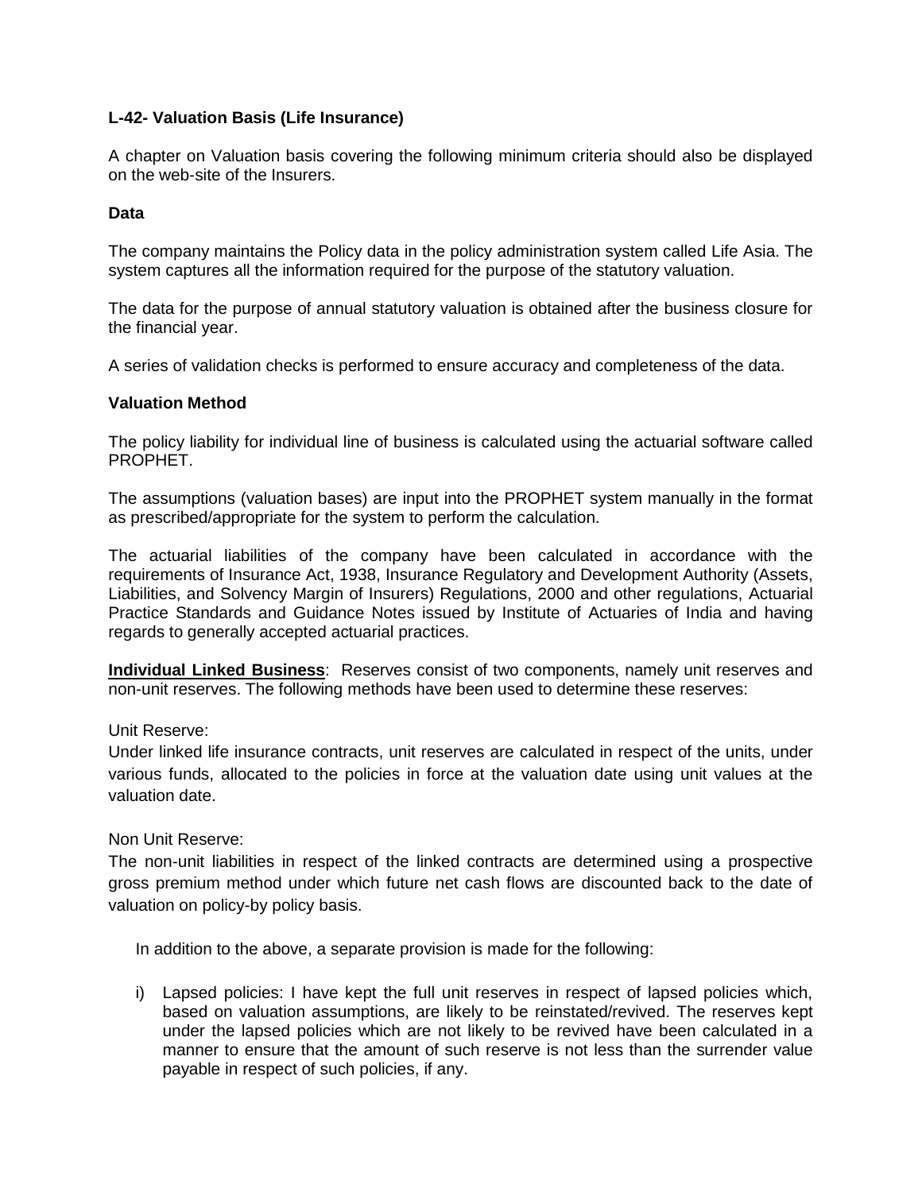**L-42- Valuation Basis (Life Insurance)**

A chapter on Valuation basis covering the following minimum criteria should also be displayed on the web-site of the Insurers.

**Data**

The company maintains the Policy data in the policy administration system called Life Asia. The system captures all the information required for the purpose of the statutory valuation.

The data for the purpose of annual statutory valuation is obtained after the business closure for the financial year.

A series of validation checks is performed to ensure accuracy and completeness of the data.

**Valuation Method**

The policy liability for individual line of business is calculated using the actuarial software called PROPHET.

The assumptions (valuation bases) are input into the PROPHET system manually in the format as prescribed/appropriate for the system to perform the calculation.

The actuarial liabilities of the company have been calculated in accordance with the requirements of Insurance Act, 1938, Insurance Regulatory and Development Authority (Assets, Liabilities, and Solvency Margin of Insurers) Regulations, 2000 and other regulations, Actuarial Practice Standards and Guidance Notes issued by Institute of Actuaries of India and having regards to generally accepted actuarial practices.

**Individual Linked Business**: Reserves consist of two components, namely unit reserves and non-unit reserves. The following methods have been used to determine these reserves:

Unit Reserve:
Under linked life insurance contracts, unit reserves are calculated in respect of the units, under various funds, allocated to the policies in force at the valuation date using unit values at the valuation date.

Non Unit Reserve:
The non-unit liabilities in respect of the linked contracts are determined using a prospective gross premium method under which future net cash flows are discounted back to the date of valuation on policy-by policy basis.

In addition to the above, a separate provision is made for the following:

i) Lapsed policies: I have kept the full unit reserves in respect of lapsed policies which, based on valuation assumptions, are likely to be reinstated/revived. The reserves kept under the lapsed policies which are not likely to be revived have been calculated in a manner to ensure that the amount of such reserve is not less than the surrender value payable in respect of such policies, if any.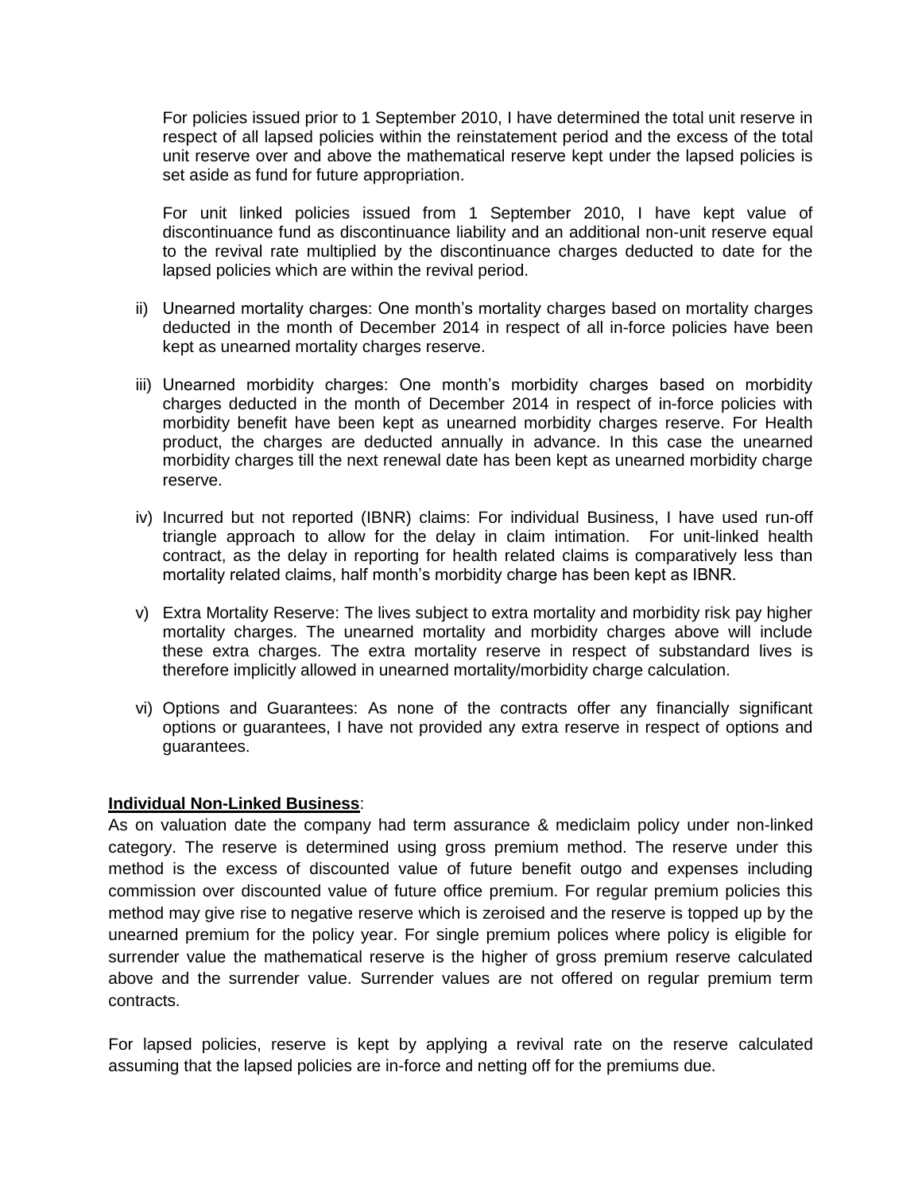For policies issued prior to 1 September 2010, I have determined the total unit reserve in respect of all lapsed policies within the reinstatement period and the excess of the total unit reserve over and above the mathematical reserve kept under the lapsed policies is set aside as fund for future appropriation.

For unit linked policies issued from 1 September 2010, I have kept value of discontinuance fund as discontinuance liability and an additional non-unit reserve equal to the revival rate multiplied by the discontinuance charges deducted to date for the lapsed policies which are within the revival period.

ii) Unearned mortality charges: One month's mortality charges based on mortality charges deducted in the month of December 2014 in respect of all in-force policies have been kept as unearned mortality charges reserve.

iii) Unearned morbidity charges: One month's morbidity charges based on morbidity charges deducted in the month of December 2014 in respect of in-force policies with morbidity benefit have been kept as unearned morbidity charges reserve. For Health product, the charges are deducted annually in advance. In this case the unearned morbidity charges till the next renewal date has been kept as unearned morbidity charge reserve.

iv) Incurred but not reported (IBNR) claims: For individual Business, I have used run-off triangle approach to allow for the delay in claim intimation. For unit-linked health contract, as the delay in reporting for health related claims is comparatively less than mortality related claims, half month's morbidity charge has been kept as IBNR.

v) Extra Mortality Reserve: The lives subject to extra mortality and morbidity risk pay higher mortality charges. The unearned mortality and morbidity charges above will include these extra charges. The extra mortality reserve in respect of substandard lives is therefore implicitly allowed in unearned mortality/morbidity charge calculation.

vi) Options and Guarantees: As none of the contracts offer any financially significant options or guarantees, I have not provided any extra reserve in respect of options and guarantees.

**Individual Non-Linked Business**:

As on valuation date the company had term assurance & mediclaim policy under non-linked category. The reserve is determined using gross premium method. The reserve under this method is the excess of discounted value of future benefit outgo and expenses including commission over discounted value of future office premium. For regular premium policies this method may give rise to negative reserve which is zeroised and the reserve is topped up by the unearned premium for the policy year. For single premium polices where policy is eligible for surrender value the mathematical reserve is the higher of gross premium reserve calculated above and the surrender value. Surrender values are not offered on regular premium term contracts.

For lapsed policies, reserve is kept by applying a revival rate on the reserve calculated assuming that the lapsed policies are in-force and netting off for the premiums due.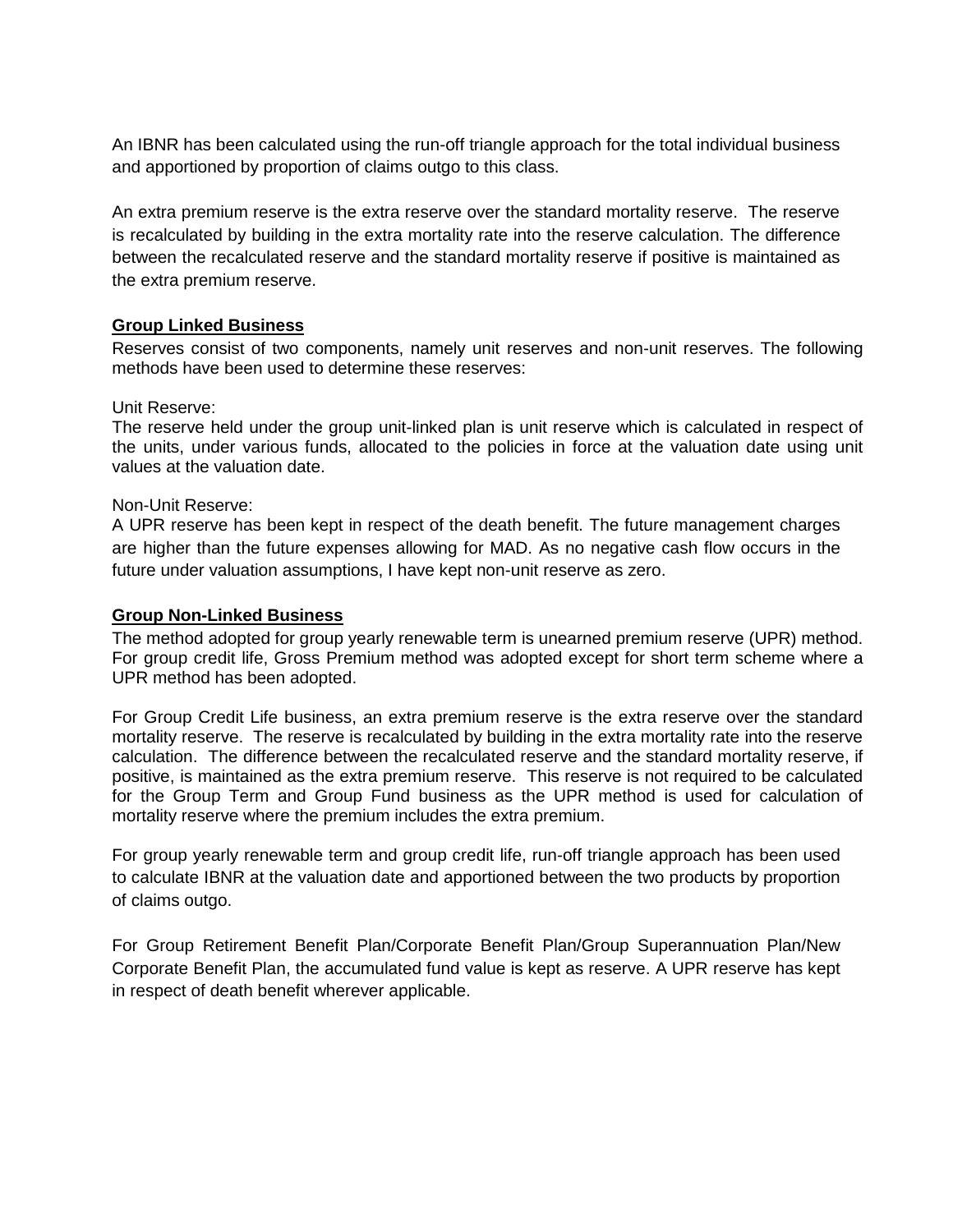An IBNR has been calculated using the run-off triangle approach for the total individual business and apportioned by proportion of claims outgo to this class.

An extra premium reserve is the extra reserve over the standard mortality reserve. The reserve is recalculated by building in the extra mortality rate into the reserve calculation. The difference between the recalculated reserve and the standard mortality reserve if positive is maintained as the extra premium reserve.

**Group Linked Business**

Reserves consist of two components, namely unit reserves and non-unit reserves. The following methods have been used to determine these reserves:

Unit Reserve:
The reserve held under the group unit-linked plan is unit reserve which is calculated in respect of the units, under various funds, allocated to the policies in force at the valuation date using unit values at the valuation date.

Non-Unit Reserve:
A UPR reserve has been kept in respect of the death benefit. The future management charges are higher than the future expenses allowing for MAD. As no negative cash flow occurs in the future under valuation assumptions, I have kept non-unit reserve as zero.

**Group Non-Linked Business**

The method adopted for group yearly renewable term is unearned premium reserve (UPR) method. For group credit life, Gross Premium method was adopted except for short term scheme where a UPR method has been adopted.

For Group Credit Life business, an extra premium reserve is the extra reserve over the standard mortality reserve. The reserve is recalculated by building in the extra mortality rate into the reserve calculation. The difference between the recalculated reserve and the standard mortality reserve, if positive, is maintained as the extra premium reserve. This reserve is not required to be calculated for the Group Term and Group Fund business as the UPR method is used for calculation of mortality reserve where the premium includes the extra premium.

For group yearly renewable term and group credit life, run-off triangle approach has been used to calculate IBNR at the valuation date and apportioned between the two products by proportion of claims outgo.

For Group Retirement Benefit Plan/Corporate Benefit Plan/Group Superannuation Plan/New Corporate Benefit Plan, the accumulated fund value is kept as reserve. A UPR reserve has kept in respect of death benefit wherever applicable.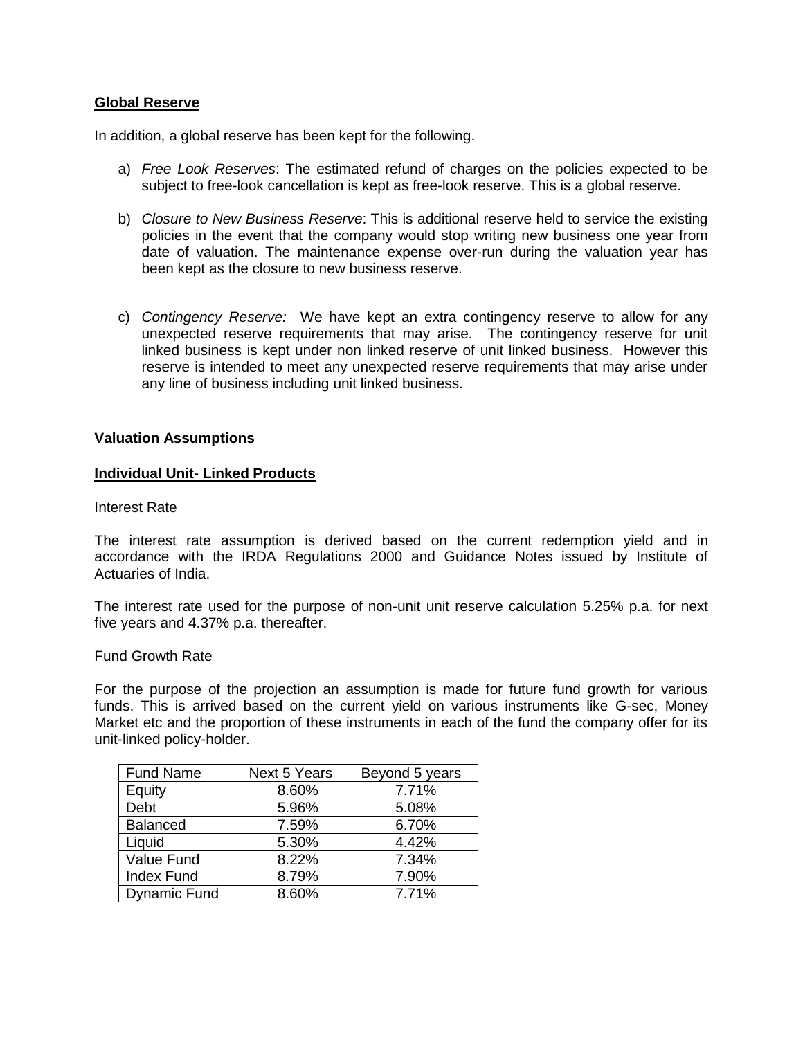## Global Reserve

In addition, a global reserve has been kept for the following.

a) *Free Look Reserves*: The estimated refund of charges on the policies expected to be subject to free-look cancellation is kept as free-look reserve. This is a global reserve.

b) *Closure to New Business Reserve*: This is additional reserve held to service the existing policies in the event that the company would stop writing new business one year from date of valuation. The maintenance expense over-run during the valuation year has been kept as the closure to new business reserve.

c) *Contingency Reserve:* We have kept an extra contingency reserve to allow for any unexpected reserve requirements that may arise. The contingency reserve for unit linked business is kept under non linked reserve of unit linked business. However this reserve is intended to meet any unexpected reserve requirements that may arise under any line of business including unit linked business.

**Valuation Assumptions**

## Individual Unit- Linked Products

Interest Rate

The interest rate assumption is derived based on the current redemption yield and in accordance with the IRDA Regulations 2000 and Guidance Notes issued by Institute of Actuaries of India.

The interest rate used for the purpose of non-unit unit reserve calculation 5.25% p.a. for next five years and 4.37% p.a. thereafter.

Fund Growth Rate

For the purpose of the projection an assumption is made for future fund growth for various funds. This is arrived based on the current yield on various instruments like G-sec, Money Market etc and the proportion of these instruments in each of the fund the company offer for its unit-linked policy-holder.

| Fund Name | Next 5 Years | Beyond 5 years |
|---|---|---|
| Equity | 8.60% | 7.71% |
| Debt | 5.96% | 5.08% |
| Balanced | 7.59% | 6.70% |
| Liquid | 5.30% | 4.42% |
| Value Fund | 8.22% | 7.34% |
| Index Fund | 8.79% | 7.90% |
| Dynamic Fund | 8.60% | 7.71% |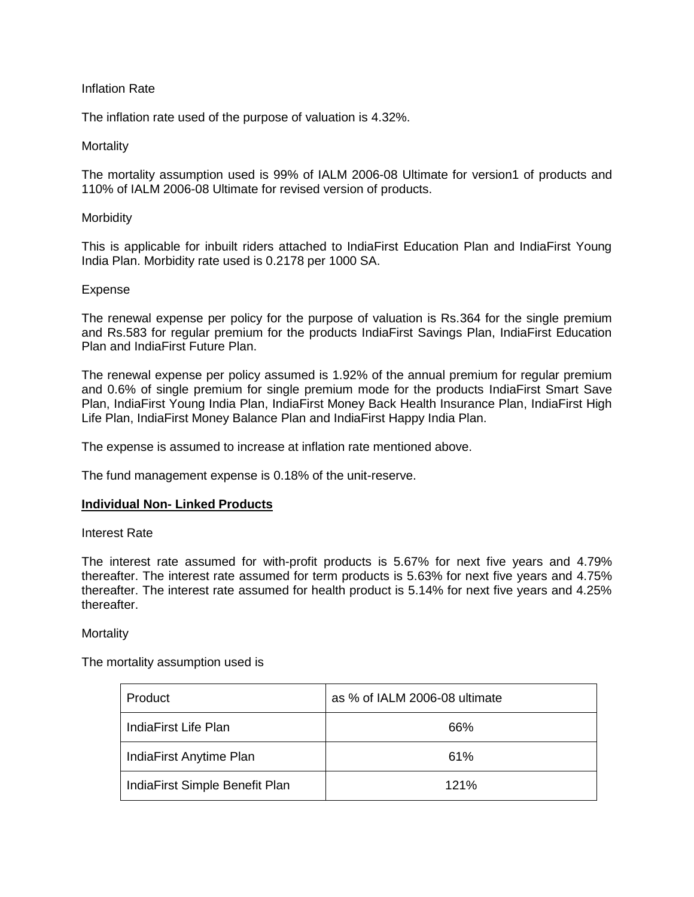Inflation Rate

The inflation rate used of the purpose of valuation is 4.32%.

Mortality

The mortality assumption used is 99% of IALM 2006-08 Ultimate for version1 of products and 110% of IALM 2006-08 Ultimate for revised version of products.

Morbidity

This is applicable for inbuilt riders attached to IndiaFirst Education Plan and IndiaFirst Young India Plan. Morbidity rate used is 0.2178 per 1000 SA.

Expense

The renewal expense per policy for the purpose of valuation is Rs.364 for the single premium and Rs.583 for regular premium for the products IndiaFirst Savings Plan, IndiaFirst Education Plan and IndiaFirst Future Plan.

The renewal expense per policy assumed is 1.92% of the annual premium for regular premium and 0.6% of single premium for single premium mode for the products IndiaFirst Smart Save Plan, IndiaFirst Young India Plan, IndiaFirst Money Back Health Insurance Plan, IndiaFirst High Life Plan, IndiaFirst Money Balance Plan and IndiaFirst Happy India Plan.

The expense is assumed to increase at inflation rate mentioned above.

The fund management expense is 0.18% of the unit-reserve.

**Individual Non- Linked Products**

Interest Rate

The interest rate assumed for with-profit products is 5.67% for next five years and 4.79% thereafter. The interest rate assumed for term products is 5.63% for next five years and 4.75% thereafter. The interest rate assumed for health product is 5.14% for next five years and 4.25% thereafter.

Mortality

The mortality assumption used is

| Product | as % of IALM 2006-08 ultimate |
|---|---|
| IndiaFirst Life Plan | 66% |
| IndiaFirst Anytime Plan | 61% |
| IndiaFirst Simple Benefit Plan | 121% |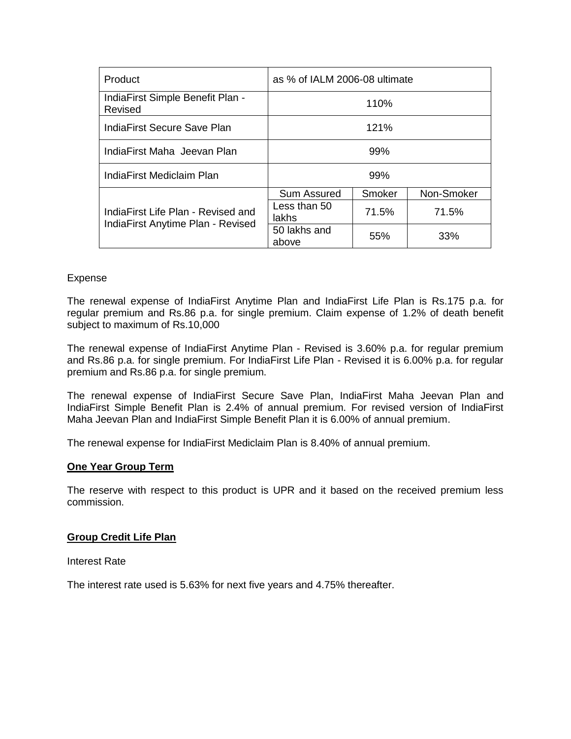| Product | as % of IALM 2006-08 ultimate | | |
|---|---|---|---|
| IndiaFirst Simple Benefit Plan - Revised | 110% | | |
| IndiaFirst Secure Save Plan | 121% | | |
| IndiaFirst Maha Jeevan Plan | 99% | | |
| IndiaFirst Mediclaim Plan | 99% | | |
| IndiaFirst Life Plan - Revised and IndiaFirst Anytime Plan - Revised | Sum Assured | Smoker | Non-Smoker |
| | Less than 50 lakhs | 71.5% | 71.5% |
| | 50 lakhs and above | 55% | 33% |

Expense

The renewal expense of IndiaFirst Anytime Plan and IndiaFirst Life Plan is Rs.175 p.a. for regular premium and Rs.86 p.a. for single premium. Claim expense of 1.2% of death benefit subject to maximum of Rs.10,000

The renewal expense of IndiaFirst Anytime Plan - Revised is 3.60% p.a. for regular premium and Rs.86 p.a. for single premium. For IndiaFirst Life Plan - Revised it is 6.00% p.a. for regular premium and Rs.86 p.a. for single premium.

The renewal expense of IndiaFirst Secure Save Plan, IndiaFirst Maha Jeevan Plan and IndiaFirst Simple Benefit Plan is 2.4% of annual premium. For revised version of IndiaFirst Maha Jeevan Plan and IndiaFirst Simple Benefit Plan it is 6.00% of annual premium.

The renewal expense for IndiaFirst Mediclaim Plan is 8.40% of annual premium.

**One Year Group Term**

The reserve with respect to this product is UPR and it based on the received premium less commission.

**Group Credit Life Plan**

Interest Rate

The interest rate used is 5.63% for next five years and 4.75% thereafter.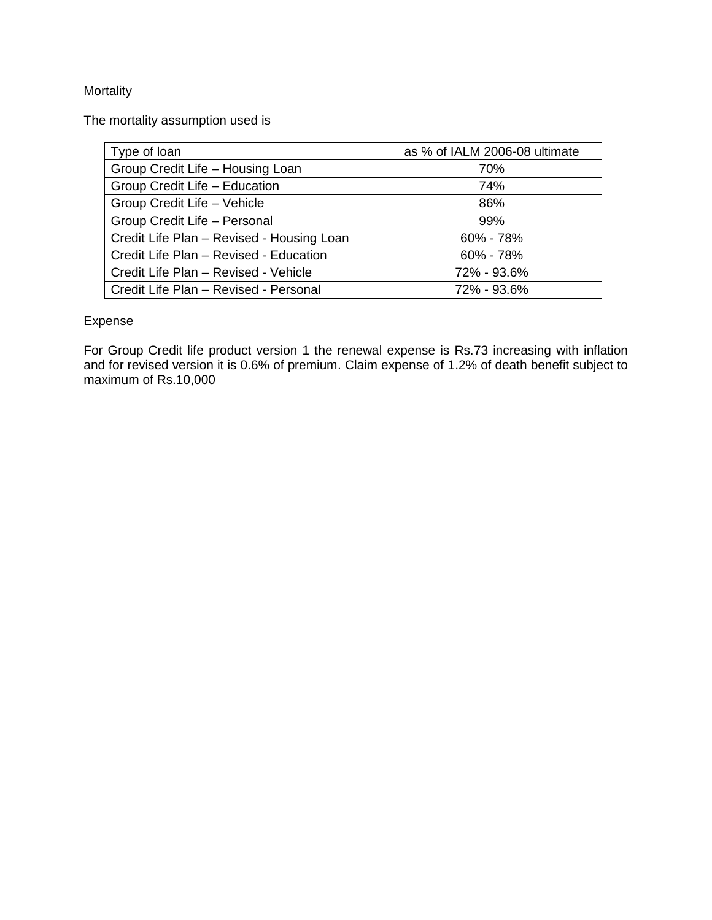Mortality

The mortality assumption used is

| Type of loan | as % of IALM 2006-08 ultimate |
|---|---|
| Group Credit Life – Housing Loan | 70% |
| Group Credit Life – Education | 74% |
| Group Credit Life – Vehicle | 86% |
| Group Credit Life – Personal | 99% |
| Credit Life Plan – Revised - Housing Loan | 60% - 78% |
| Credit Life Plan – Revised - Education | 60% - 78% |
| Credit Life Plan – Revised - Vehicle | 72% - 93.6% |
| Credit Life Plan – Revised - Personal | 72% - 93.6% |

Expense

For Group Credit life product version 1 the renewal expense is Rs.73 increasing with inflation and for revised version it is 0.6% of premium. Claim expense of 1.2% of death benefit subject to maximum of Rs.10,000